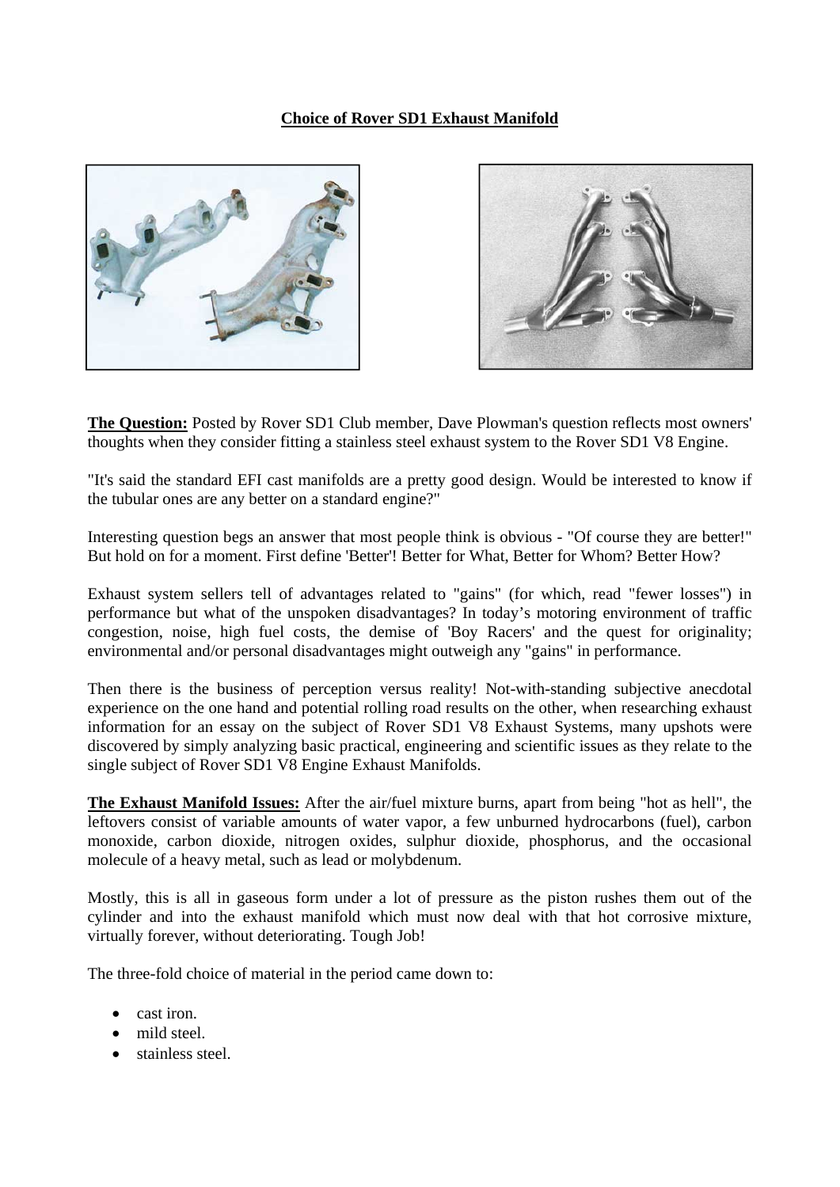# Choice of Rover SD1 Exhaust Manifold

**The Question:** Posted by Rover SD1 Club member, Dave Plowman's question reflects most owners' thoughts when they consider fitting a stainless steel exhaust system to the Rover SD1 V8 Engine.

"It's said the standard EFI cast manifolds are a pretty good design. Would be interested to know if the tubular ones are any better on a standard engine?"

Interesting question begs an answer that most people think is obvious - "Of course they are better!" But hold on for a moment. First define 'Better'! Better for What, Better for Whom? Better How?

Exhaust system sellers tell of advantages related to "gains" (for which, read "fewer losses") in performance but what of the unspoken disadvantages? In today's motoring environment of traffic congestion, noise, high fuel costs, the demise of 'Boy Racers' and the quest for originality; environmental and/or personal disadvantages might outweigh any "gains" in performance.

Then there is the business of perception versus reality! Not-with-standing subjective anecdotal experience on the one hand and potential rolling road results on the other, when researching exhaust information for an essay on the subject of Rover SD1 V8 Exhaust Systems, many upshots were discovered by simply analyzing basic practical, engineering and scientific issues as they relate to the single subject of Rover SD1 V8 Engine Exhaust Manifolds.

**The Exhaust Manifold Issues:** After the air/fuel mixture burns, apart from being "hot as hell", the leftovers consist of variable amounts of water vapor, a few unburned hydrocarbons (fuel), carbon monoxide, carbon dioxide, nitrogen oxides, sulphur dioxide, phosphorus, and the occasional molecule of a heavy metal, such as lead or molybdenum.

Mostly, this is all in gaseous form under a lot of pressure as the piston rushes them out of the cylinder and into the exhaust manifold which must now deal with that hot corrosive mixture, virtually forever, without deteriorating. Tough Job!

The three-fold choice of material in the period came down to:

- cast iron.
- mild steel.
- stainless steel.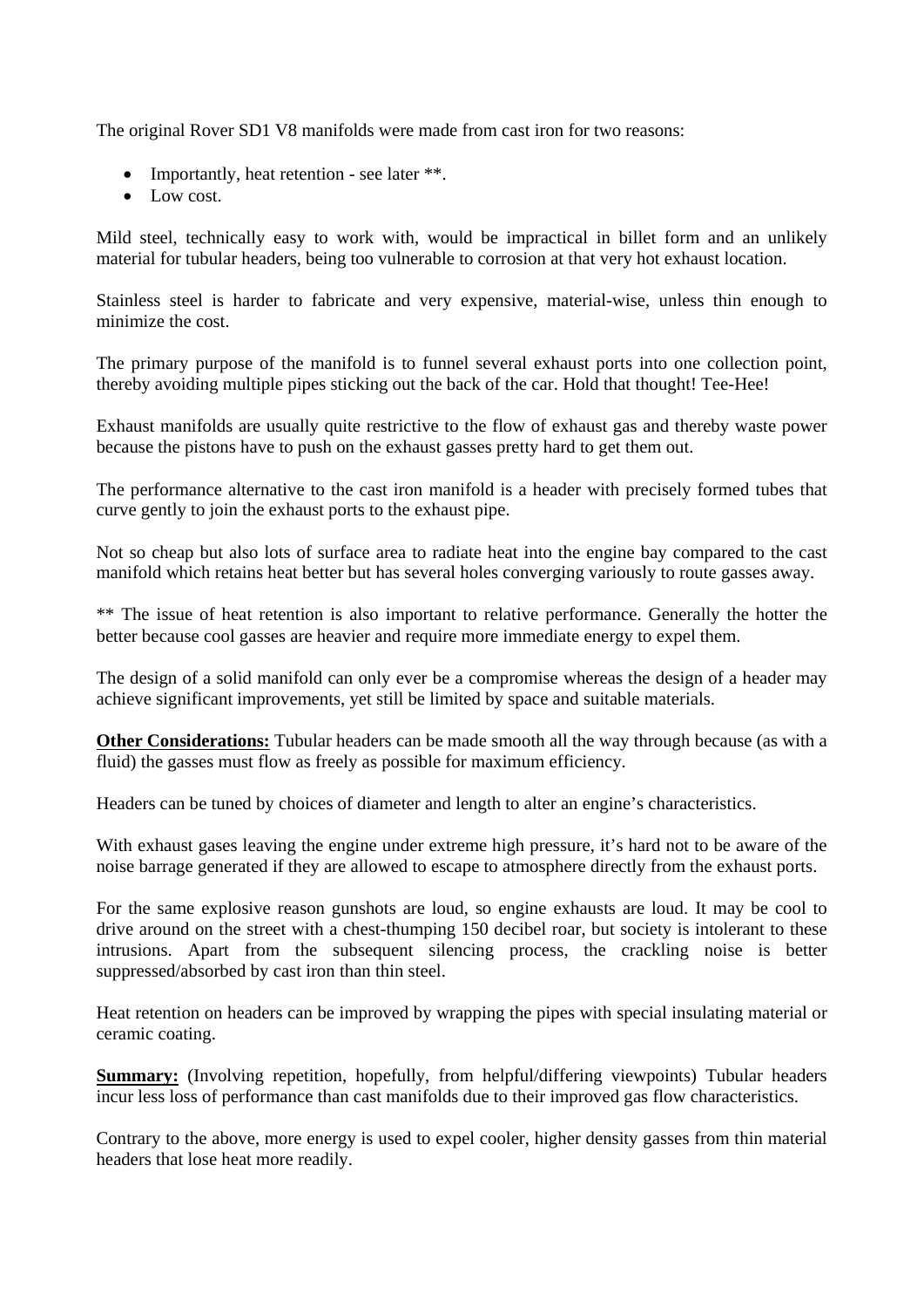The original Rover SD1 V8 manifolds were made from cast iron for two reasons:

- Importantly, heat retention - see later **.
- Low cost.

Mild steel, technically easy to work with, would be impractical in billet form and an unlikely material for tubular headers, being too vulnerable to corrosion at that very hot exhaust location.

Stainless steel is harder to fabricate and very expensive, material-wise, unless thin enough to minimize the cost.

The primary purpose of the manifold is to funnel several exhaust ports into one collection point, thereby avoiding multiple pipes sticking out the back of the car. Hold that thought! Tee-Hee!

Exhaust manifolds are usually quite restrictive to the flow of exhaust gas and thereby waste power because the pistons have to push on the exhaust gasses pretty hard to get them out.

The performance alternative to the cast iron manifold is a header with precisely formed tubes that curve gently to join the exhaust ports to the exhaust pipe.

Not so cheap but also lots of surface area to radiate heat into the engine bay compared to the cast manifold which retains heat better but has several holes converging variously to route gasses away.

** The issue of heat retention is also important to relative performance. Generally the hotter the better because cool gasses are heavier and require more immediate energy to expel them.

The design of a solid manifold can only ever be a compromise whereas the design of a header may achieve significant improvements, yet still be limited by space and suitable materials.

**Other Considerations:** Tubular headers can be made smooth all the way through because (as with a fluid) the gasses must flow as freely as possible for maximum efficiency.

Headers can be tuned by choices of diameter and length to alter an engine's characteristics.

With exhaust gases leaving the engine under extreme high pressure, it's hard not to be aware of the noise barrage generated if they are allowed to escape to atmosphere directly from the exhaust ports.

For the same explosive reason gunshots are loud, so engine exhausts are loud. It may be cool to drive around on the street with a chest-thumping 150 decibel roar, but society is intolerant to these intrusions. Apart from the subsequent silencing process, the crackling noise is better suppressed/absorbed by cast iron than thin steel.

Heat retention on headers can be improved by wrapping the pipes with special insulating material or ceramic coating.

**Summary:** (Involving repetition, hopefully, from helpful/differing viewpoints) Tubular headers incur less loss of performance than cast manifolds due to their improved gas flow characteristics.

Contrary to the above, more energy is used to expel cooler, higher density gasses from thin material headers that lose heat more readily.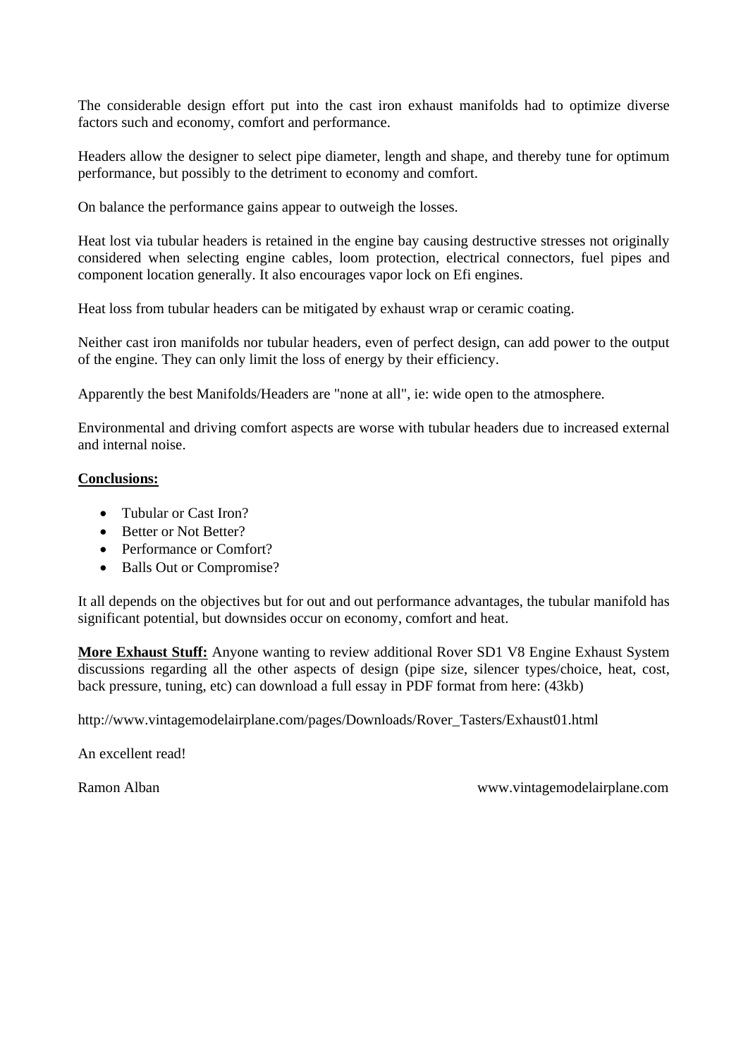The considerable design effort put into the cast iron exhaust manifolds had to optimize diverse factors such and economy, comfort and performance.

Headers allow the designer to select pipe diameter, length and shape, and thereby tune for optimum performance, but possibly to the detriment to economy and comfort.

On balance the performance gains appear to outweigh the losses.

Heat lost via tubular headers is retained in the engine bay causing destructive stresses not originally considered when selecting engine cables, loom protection, electrical connectors, fuel pipes and component location generally. It also encourages vapor lock on Efi engines.

Heat loss from tubular headers can be mitigated by exhaust wrap or ceramic coating.

Neither cast iron manifolds nor tubular headers, even of perfect design, can add power to the output of the engine. They can only limit the loss of energy by their efficiency.

Apparently the best Manifolds/Headers are "none at all", ie: wide open to the atmosphere.

Environmental and driving comfort aspects are worse with tubular headers due to increased external and internal noise.

**Conclusions:**

- Tubular or Cast Iron?
- Better or Not Better?
- Performance or Comfort?
- Balls Out or Compromise?

It all depends on the objectives but for out and out performance advantages, the tubular manifold has significant potential, but downsides occur on economy, comfort and heat.

**More Exhaust Stuff:** Anyone wanting to review additional Rover SD1 V8 Engine Exhaust System discussions regarding all the other aspects of design (pipe size, silencer types/choice, heat, cost, back pressure, tuning, etc) can download a full essay in PDF format from here: (43kb)

http://www.vintagemodelairplane.com/pages/Downloads/Rover_Tasters/Exhaust01.html

An excellent read!

Ramon Alban www.vintagemodelairplane.com